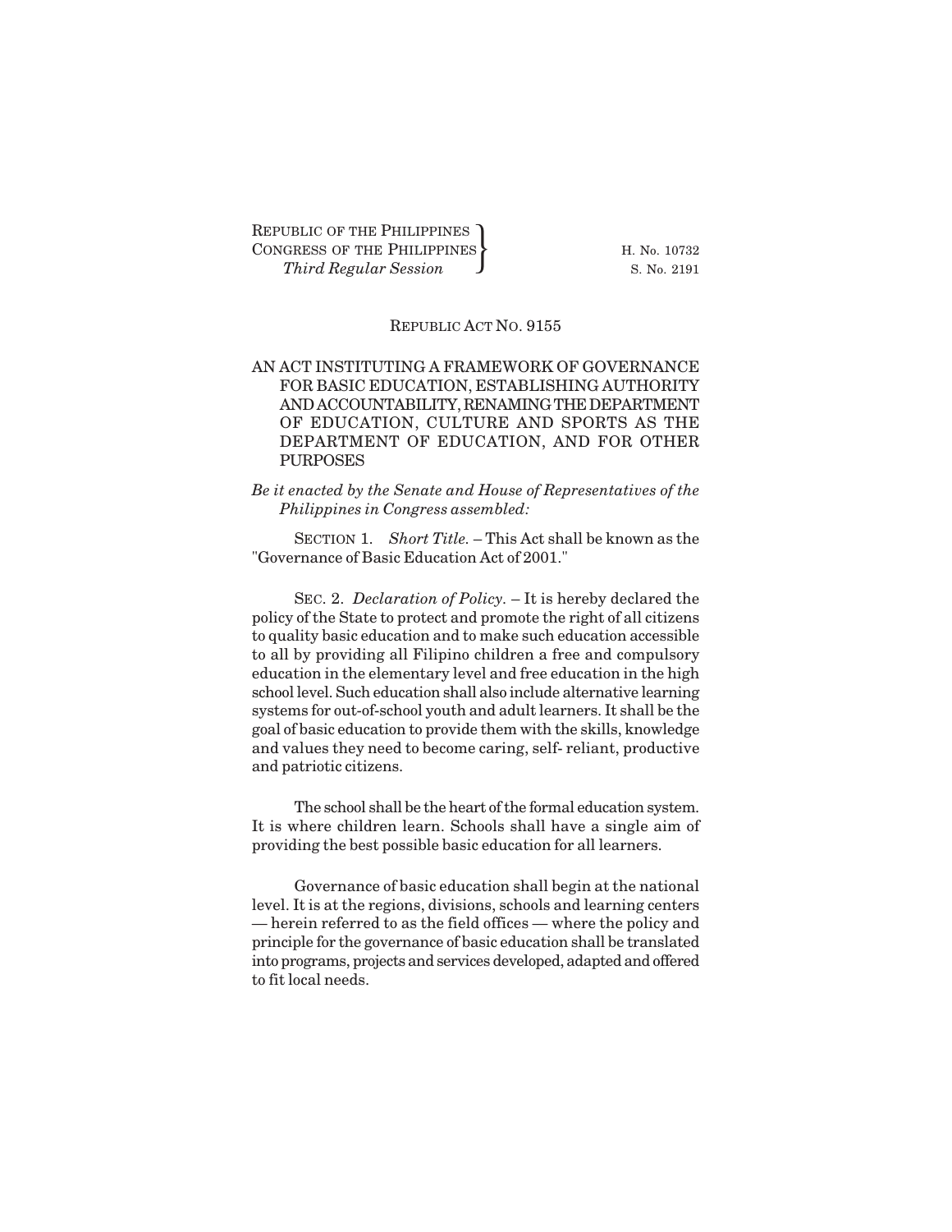REPUBLIC OF THE PHILIPPINES
CONGRESS OF THE PHILIPPINES
*Third Regular Session*

H. No. 10732
S. No. 2191

REPUBLIC ACT NO. 9155

# AN ACT INSTITUTING A FRAMEWORK OF GOVERNANCE FOR BASIC EDUCATION, ESTABLISHING AUTHORITY AND ACCOUNTABILITY, RENAMING THE DEPARTMENT OF EDUCATION, CULTURE AND SPORTS AS THE DEPARTMENT OF EDUCATION, AND FOR OTHER PURPOSES

*Be it enacted by the Senate and House of Representatives of the Philippines in Congress assembled:*

SECTION 1. *Short Title.* – This Act shall be known as the "Governance of Basic Education Act of 2001."

SEC. 2. *Declaration of Policy.* – It is hereby declared the policy of the State to protect and promote the right of all citizens to quality basic education and to make such education accessible to all by providing all Filipino children a free and compulsory education in the elementary level and free education in the high school level. Such education shall also include alternative learning systems for out-of-school youth and adult learners. It shall be the goal of basic education to provide them with the skills, knowledge and values they need to become caring, self- reliant, productive and patriotic citizens.

The school shall be the heart of the formal education system. It is where children learn. Schools shall have a single aim of providing the best possible basic education for all learners.

Governance of basic education shall begin at the national level. It is at the regions, divisions, schools and learning centers — herein referred to as the field offices — where the policy and principle for the governance of basic education shall be translated into programs, projects and services developed, adapted and offered to fit local needs.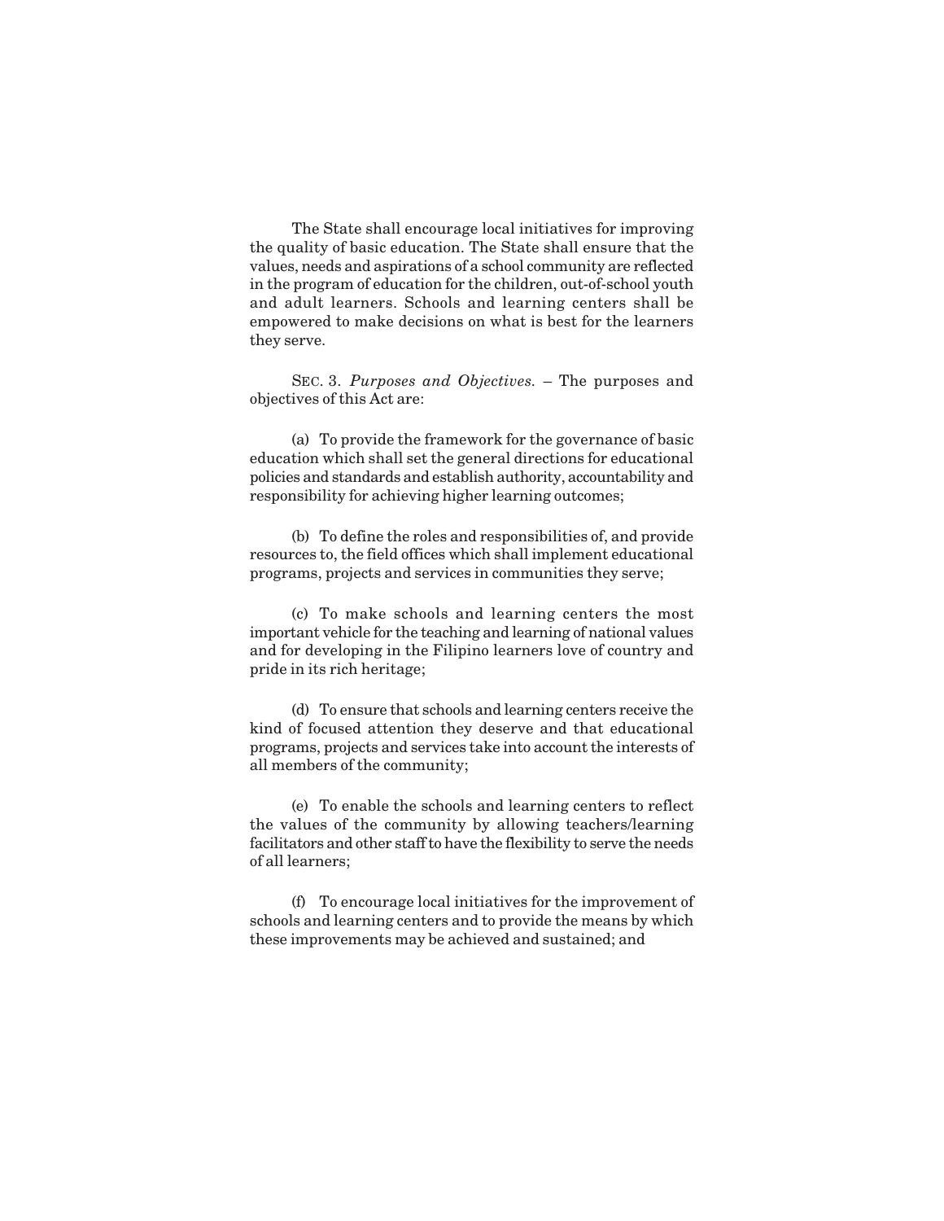The State shall encourage local initiatives for improving the quality of basic education. The State shall ensure that the values, needs and aspirations of a school community are reflected in the program of education for the children, out-of-school youth and adult learners. Schools and learning centers shall be empowered to make decisions on what is best for the learners they serve.

SEC. 3. *Purposes and Objectives.* – The purposes and objectives of this Act are:

(a) To provide the framework for the governance of basic education which shall set the general directions for educational policies and standards and establish authority, accountability and responsibility for achieving higher learning outcomes;

(b) To define the roles and responsibilities of, and provide resources to, the field offices which shall implement educational programs, projects and services in communities they serve;

(c) To make schools and learning centers the most important vehicle for the teaching and learning of national values and for developing in the Filipino learners love of country and pride in its rich heritage;

(d) To ensure that schools and learning centers receive the kind of focused attention they deserve and that educational programs, projects and services take into account the interests of all members of the community;

(e) To enable the schools and learning centers to reflect the values of the community by allowing teachers/learning facilitators and other staff to have the flexibility to serve the needs of all learners;

(f) To encourage local initiatives for the improvement of schools and learning centers and to provide the means by which these improvements may be achieved and sustained; and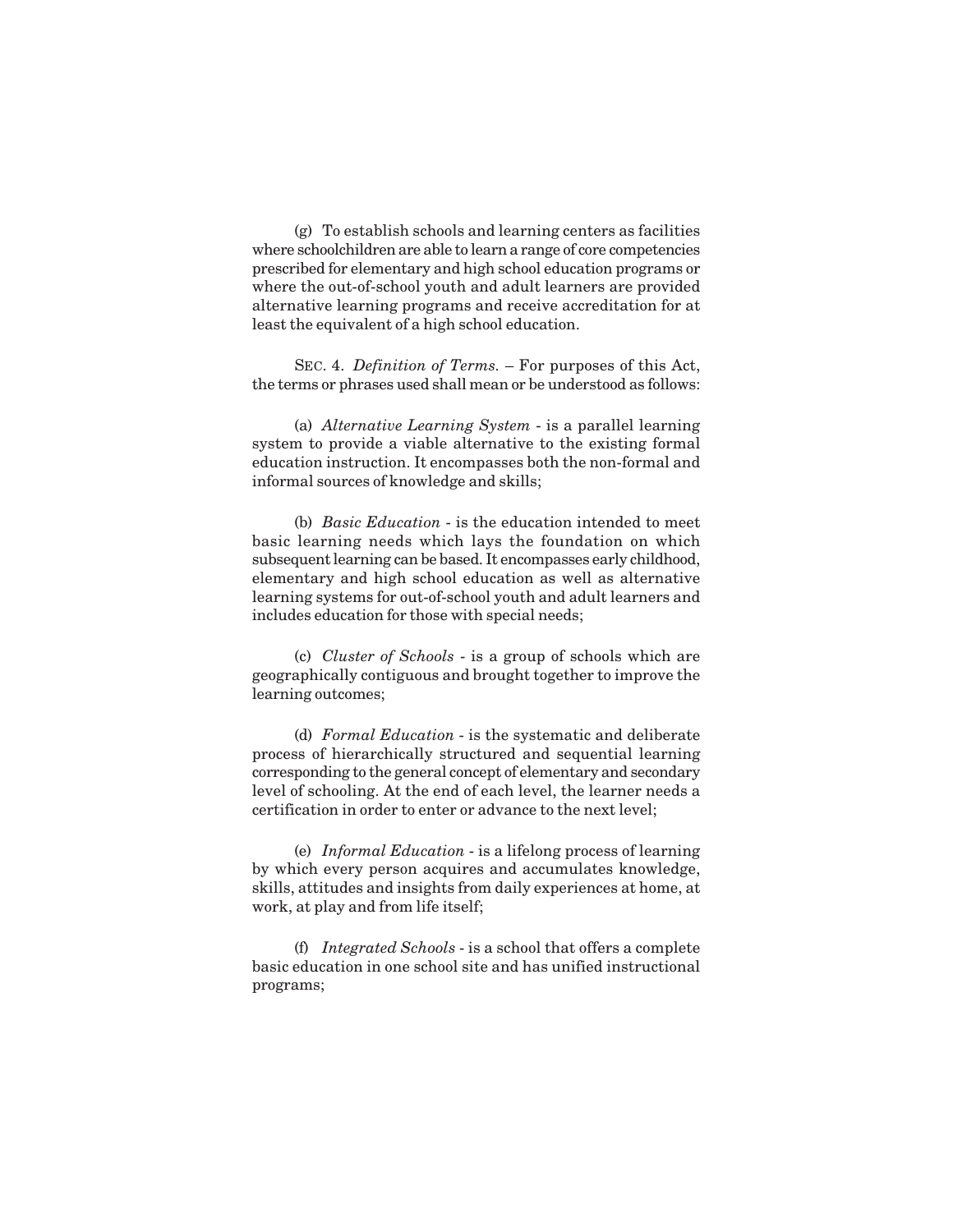(g) To establish schools and learning centers as facilities where schoolchildren are able to learn a range of core competencies prescribed for elementary and high school education programs or where the out-of-school youth and adult learners are provided alternative learning programs and receive accreditation for at least the equivalent of a high school education.

SEC. 4. *Definition of Terms.* – For purposes of this Act, the terms or phrases used shall mean or be understood as follows:

(a) *Alternative Learning System* - is a parallel learning system to provide a viable alternative to the existing formal education instruction. It encompasses both the non-formal and informal sources of knowledge and skills;

(b) *Basic Education* - is the education intended to meet basic learning needs which lays the foundation on which subsequent learning can be based. It encompasses early childhood, elementary and high school education as well as alternative learning systems for out-of-school youth and adult learners and includes education for those with special needs;

(c) *Cluster of Schools* - is a group of schools which are geographically contiguous and brought together to improve the learning outcomes;

(d) *Formal Education* - is the systematic and deliberate process of hierarchically structured and sequential learning corresponding to the general concept of elementary and secondary level of schooling. At the end of each level, the learner needs a certification in order to enter or advance to the next level;

(e) *Informal Education* - is a lifelong process of learning by which every person acquires and accumulates knowledge, skills, attitudes and insights from daily experiences at home, at work, at play and from life itself;

(f) *Integrated Schools* - is a school that offers a complete basic education in one school site and has unified instructional programs;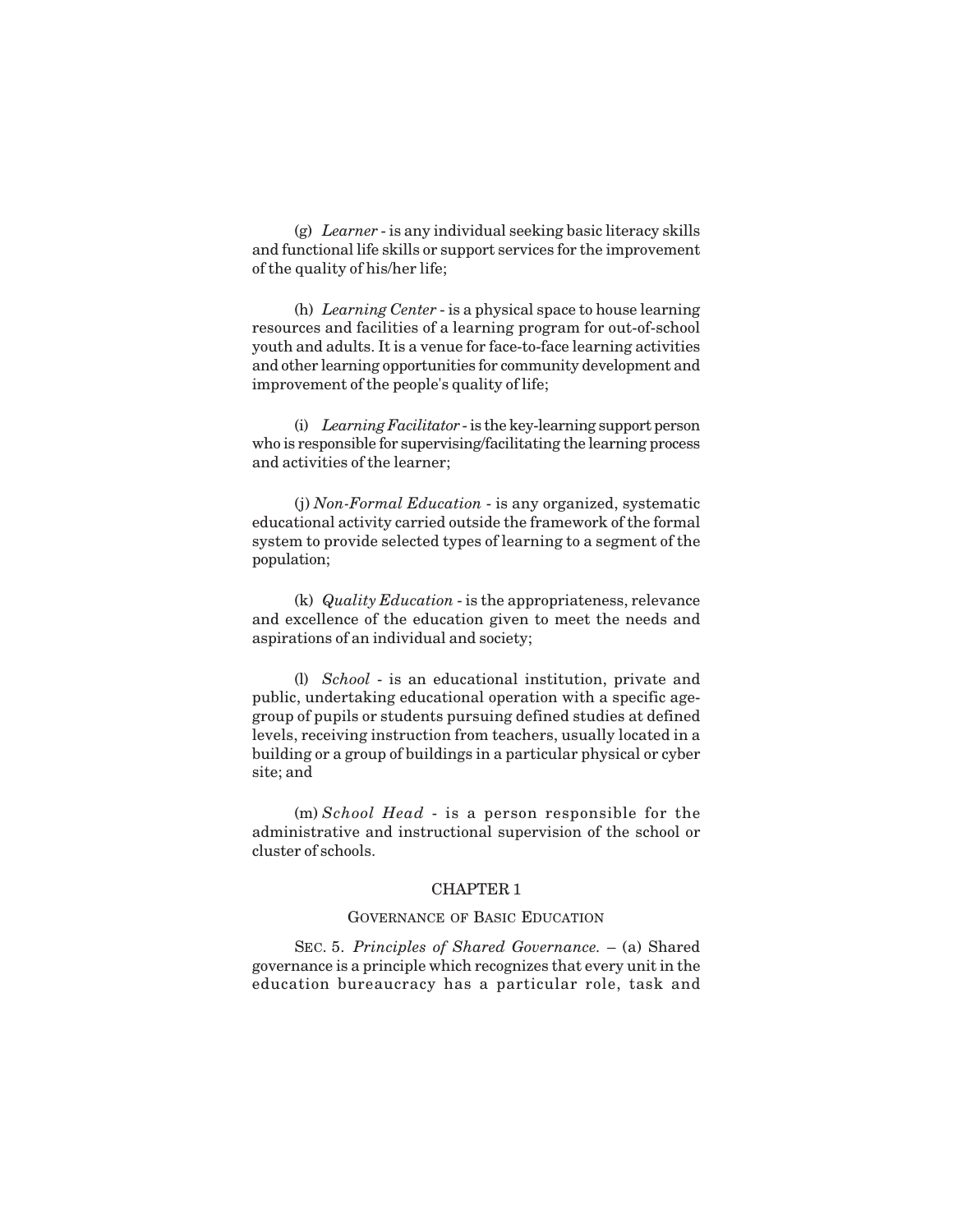(g) *Learner* - is any individual seeking basic literacy skills and functional life skills or support services for the improvement of the quality of his/her life;

(h) *Learning Center* - is a physical space to house learning resources and facilities of a learning program for out-of-school youth and adults. It is a venue for face-to-face learning activities and other learning opportunities for community development and improvement of the people's quality of life;

(i) *Learning Facilitator* - is the key-learning support person who is responsible for supervising/facilitating the learning process and activities of the learner;

(j) *Non-Formal Education* - is any organized, systematic educational activity carried outside the framework of the formal system to provide selected types of learning to a segment of the population;

(k) *Quality Education* - is the appropriateness, relevance and excellence of the education given to meet the needs and aspirations of an individual and society;

(l) *School* - is an educational institution, private and public, undertaking educational operation with a specific age-group of pupils or students pursuing defined studies at defined levels, receiving instruction from teachers, usually located in a building or a group of buildings in a particular physical or cyber site; and

(m) *School Head* - is a person responsible for the administrative and instructional supervision of the school or cluster of schools.

## CHAPTER 1

### GOVERNANCE OF BASIC EDUCATION

SEC. 5. *Principles of Shared Governance.* – (a) Shared governance is a principle which recognizes that every unit in the education bureaucracy has a particular role, task and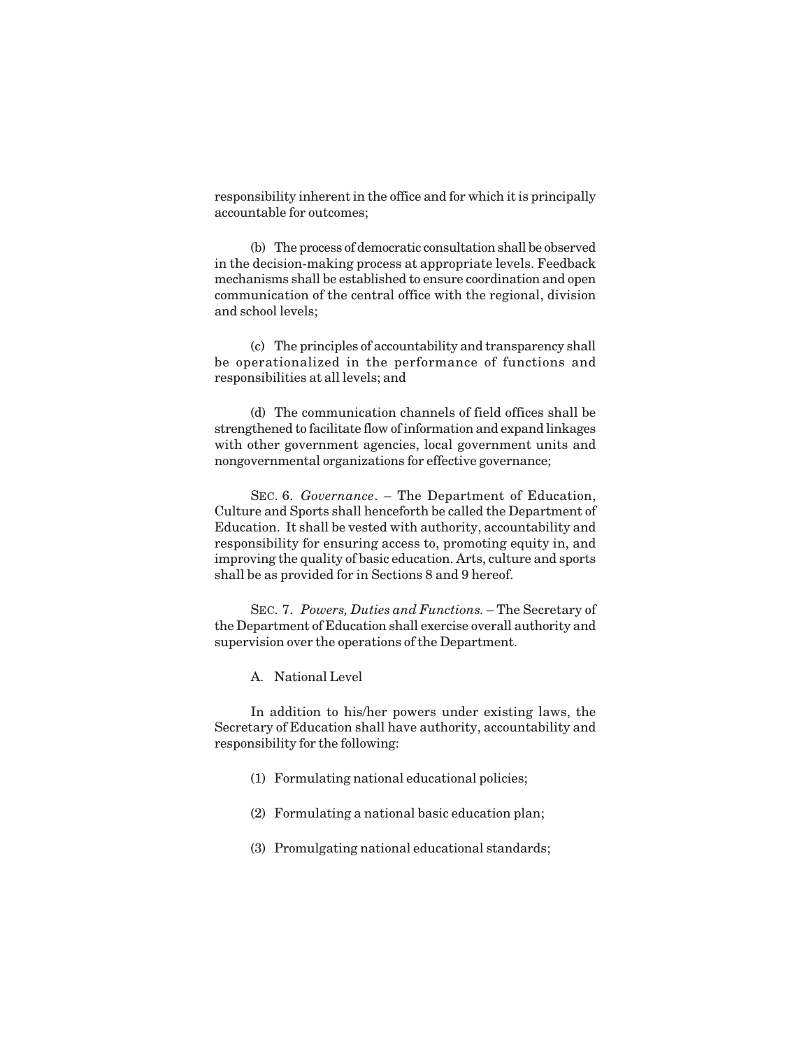responsibility inherent in the office and for which it is principally accountable for outcomes;

(b) The process of democratic consultation shall be observed in the decision-making process at appropriate levels. Feedback mechanisms shall be established to ensure coordination and open communication of the central office with the regional, division and school levels;

(c) The principles of accountability and transparency shall be operationalized in the performance of functions and responsibilities at all levels; and

(d) The communication channels of field offices shall be strengthened to facilitate flow of information and expand linkages with other government agencies, local government units and nongovernmental organizations for effective governance;

SEC. 6. *Governance*. – The Department of Education, Culture and Sports shall henceforth be called the Department of Education. It shall be vested with authority, accountability and responsibility for ensuring access to, promoting equity in, and improving the quality of basic education. Arts, culture and sports shall be as provided for in Sections 8 and 9 hereof.

SEC. 7. *Powers, Duties and Functions.* – The Secretary of the Department of Education shall exercise overall authority and supervision over the operations of the Department.

A. National Level

In addition to his/her powers under existing laws, the Secretary of Education shall have authority, accountability and responsibility for the following:

(1) Formulating national educational policies;

(2) Formulating a national basic education plan;

(3) Promulgating national educational standards;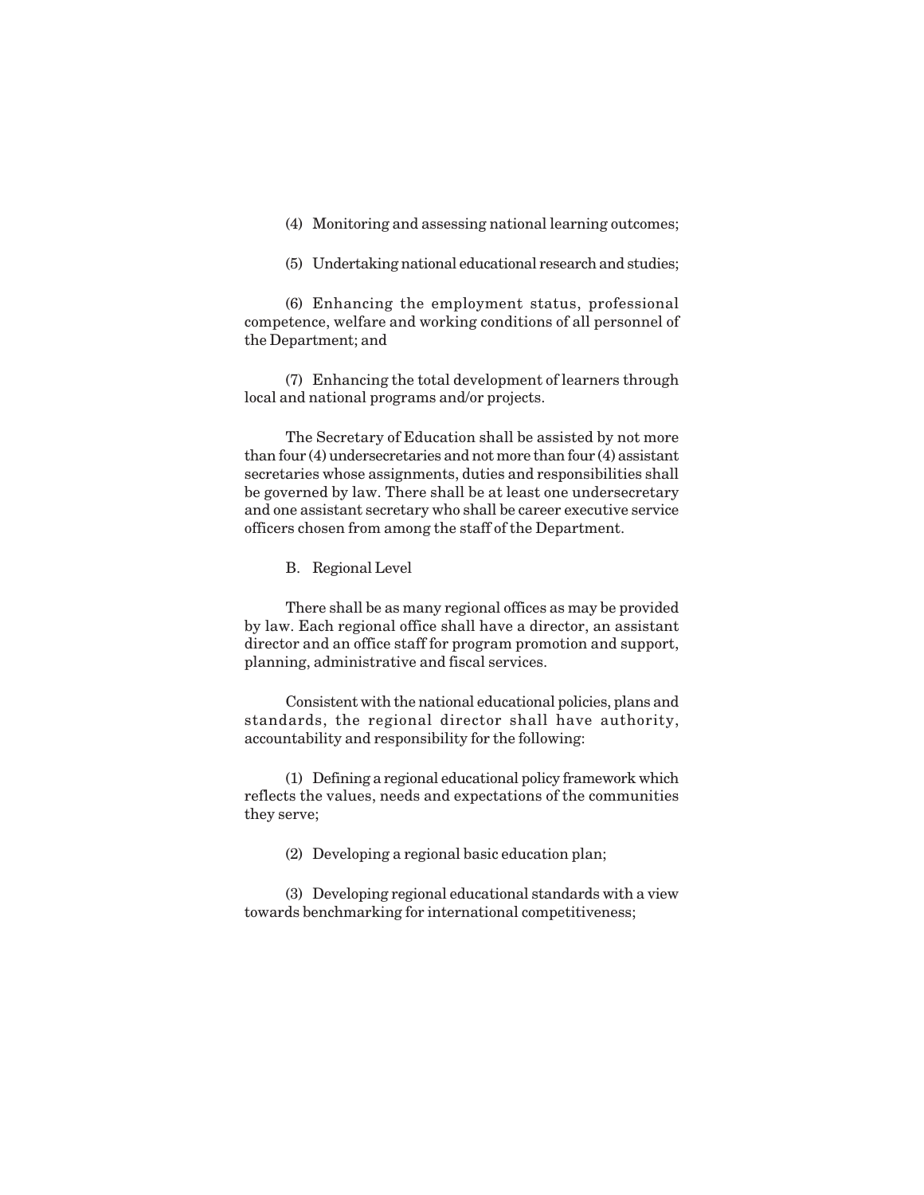(4) Monitoring and assessing national learning outcomes;

(5) Undertaking national educational research and studies;

(6) Enhancing the employment status, professional competence, welfare and working conditions of all personnel of the Department; and

(7) Enhancing the total development of learners through local and national programs and/or projects.

The Secretary of Education shall be assisted by not more than four (4) undersecretaries and not more than four (4) assistant secretaries whose assignments, duties and responsibilities shall be governed by law. There shall be at least one undersecretary and one assistant secretary who shall be career executive service officers chosen from among the staff of the Department.

B. Regional Level

There shall be as many regional offices as may be provided by law. Each regional office shall have a director, an assistant director and an office staff for program promotion and support, planning, administrative and fiscal services.

Consistent with the national educational policies, plans and standards, the regional director shall have authority, accountability and responsibility for the following:

(1) Defining a regional educational policy framework which reflects the values, needs and expectations of the communities they serve;

(2) Developing a regional basic education plan;

(3) Developing regional educational standards with a view towards benchmarking for international competitiveness;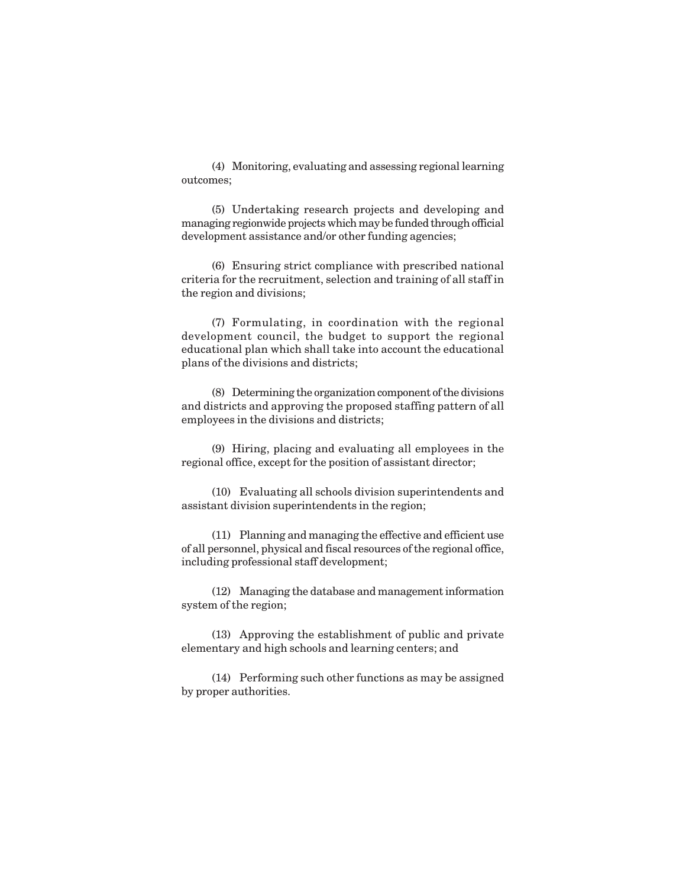(4) Monitoring, evaluating and assessing regional learning outcomes;

(5) Undertaking research projects and developing and managing regionwide projects which may be funded through official development assistance and/or other funding agencies;

(6) Ensuring strict compliance with prescribed national criteria for the recruitment, selection and training of all staff in the region and divisions;

(7) Formulating, in coordination with the regional development council, the budget to support the regional educational plan which shall take into account the educational plans of the divisions and districts;

(8) Determining the organization component of the divisions and districts and approving the proposed staffing pattern of all employees in the divisions and districts;

(9) Hiring, placing and evaluating all employees in the regional office, except for the position of assistant director;

(10) Evaluating all schools division superintendents and assistant division superintendents in the region;

(11) Planning and managing the effective and efficient use of all personnel, physical and fiscal resources of the regional office, including professional staff development;

(12) Managing the database and management information system of the region;

(13) Approving the establishment of public and private elementary and high schools and learning centers; and

(14) Performing such other functions as may be assigned by proper authorities.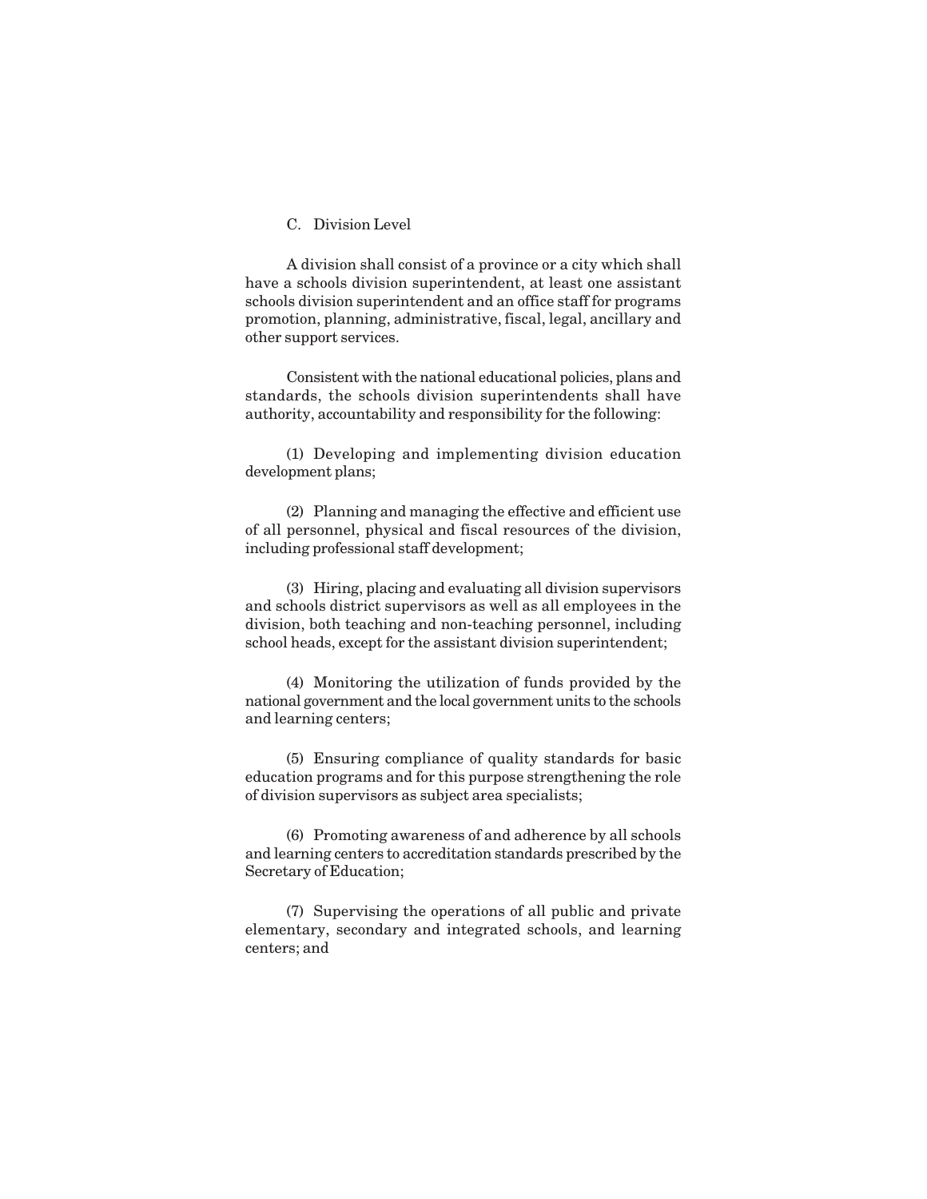C. Division Level

A division shall consist of a province or a city which shall have a schools division superintendent, at least one assistant schools division superintendent and an office staff for programs promotion, planning, administrative, fiscal, legal, ancillary and other support services.

Consistent with the national educational policies, plans and standards, the schools division superintendents shall have authority, accountability and responsibility for the following:

(1) Developing and implementing division education development plans;

(2) Planning and managing the effective and efficient use of all personnel, physical and fiscal resources of the division, including professional staff development;

(3) Hiring, placing and evaluating all division supervisors and schools district supervisors as well as all employees in the division, both teaching and non-teaching personnel, including school heads, except for the assistant division superintendent;

(4) Monitoring the utilization of funds provided by the national government and the local government units to the schools and learning centers;

(5) Ensuring compliance of quality standards for basic education programs and for this purpose strengthening the role of division supervisors as subject area specialists;

(6) Promoting awareness of and adherence by all schools and learning centers to accreditation standards prescribed by the Secretary of Education;

(7) Supervising the operations of all public and private elementary, secondary and integrated schools, and learning centers; and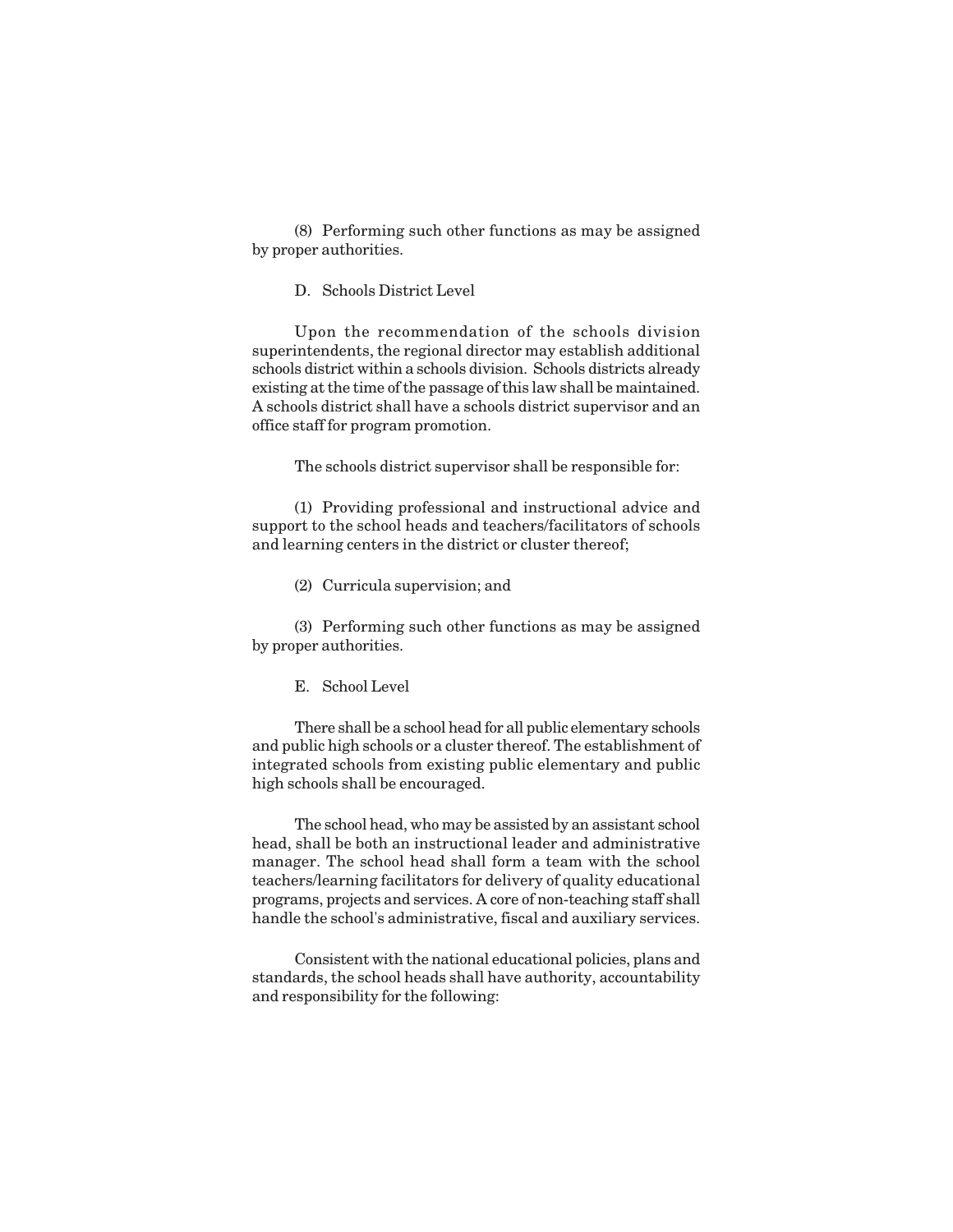(8) Performing such other functions as may be assigned by proper authorities.

D. Schools District Level

Upon the recommendation of the schools division superintendents, the regional director may establish additional schools district within a schools division. Schools districts already existing at the time of the passage of this law shall be maintained. A schools district shall have a schools district supervisor and an office staff for program promotion.

The schools district supervisor shall be responsible for:

(1) Providing professional and instructional advice and support to the school heads and teachers/facilitators of schools and learning centers in the district or cluster thereof;

(2) Curricula supervision; and

(3) Performing such other functions as may be assigned by proper authorities.

E. School Level

There shall be a school head for all public elementary schools and public high schools or a cluster thereof. The establishment of integrated schools from existing public elementary and public high schools shall be encouraged.

The school head, who may be assisted by an assistant school head, shall be both an instructional leader and administrative manager. The school head shall form a team with the school teachers/learning facilitators for delivery of quality educational programs, projects and services. A core of non-teaching staff shall handle the school's administrative, fiscal and auxiliary services.

Consistent with the national educational policies, plans and standards, the school heads shall have authority, accountability and responsibility for the following: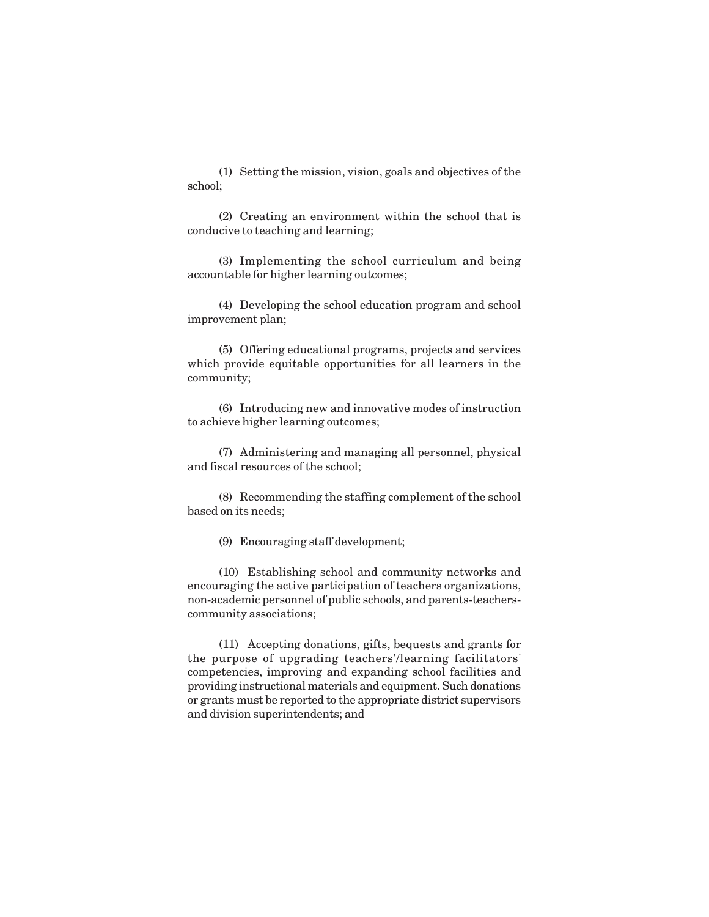(1) Setting the mission, vision, goals and objectives of the school;

(2) Creating an environment within the school that is conducive to teaching and learning;

(3) Implementing the school curriculum and being accountable for higher learning outcomes;

(4) Developing the school education program and school improvement plan;

(5) Offering educational programs, projects and services which provide equitable opportunities for all learners in the community;

(6) Introducing new and innovative modes of instruction to achieve higher learning outcomes;

(7) Administering and managing all personnel, physical and fiscal resources of the school;

(8) Recommending the staffing complement of the school based on its needs;

(9) Encouraging staff development;

(10) Establishing school and community networks and encouraging the active participation of teachers organizations, non-academic personnel of public schools, and parents-teachers-community associations;

(11) Accepting donations, gifts, bequests and grants for the purpose of upgrading teachers'/learning facilitators' competencies, improving and expanding school facilities and providing instructional materials and equipment. Such donations or grants must be reported to the appropriate district supervisors and division superintendents; and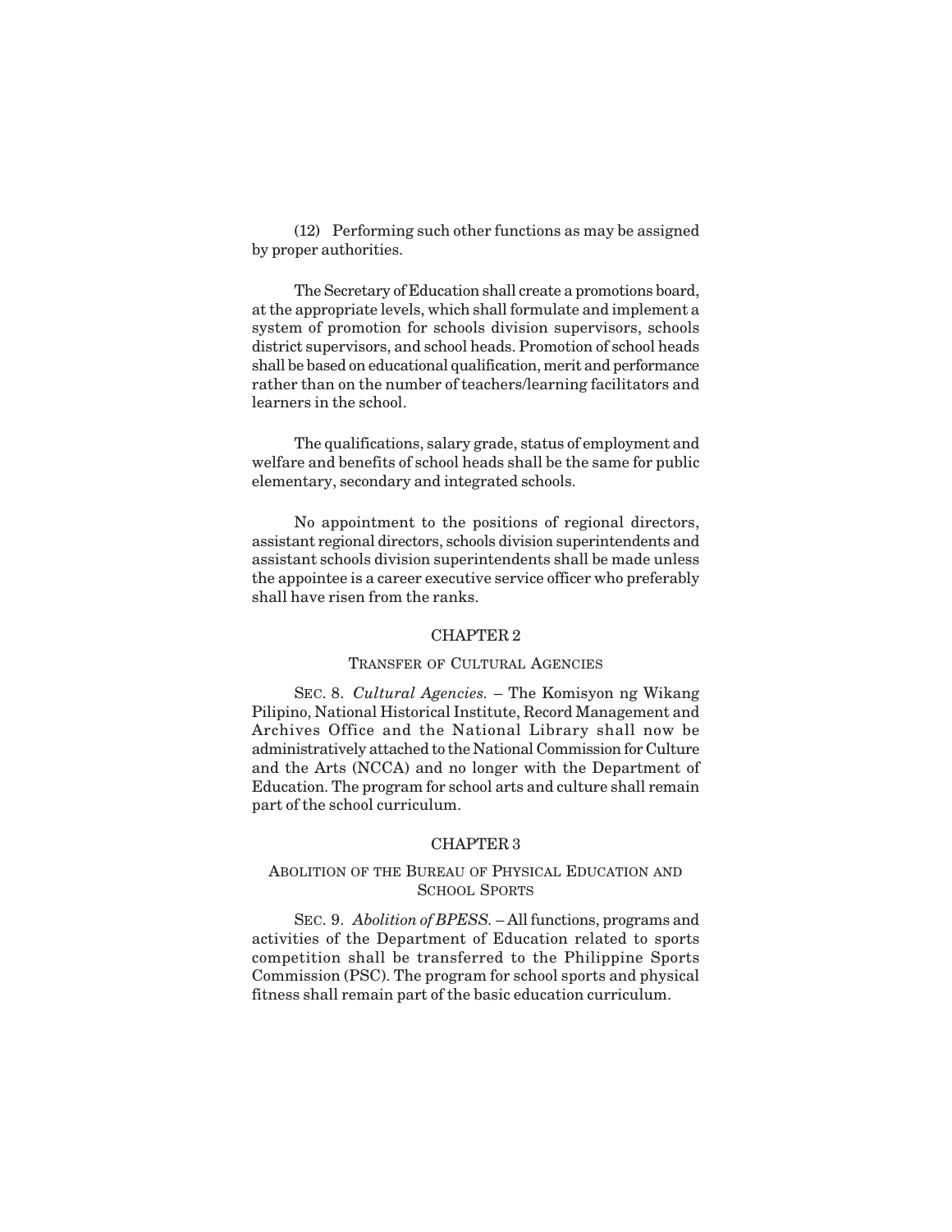(12) Performing such other functions as may be assigned by proper authorities.

The Secretary of Education shall create a promotions board, at the appropriate levels, which shall formulate and implement a system of promotion for schools division supervisors, schools district supervisors, and school heads. Promotion of school heads shall be based on educational qualification, merit and performance rather than on the number of teachers/learning facilitators and learners in the school.

The qualifications, salary grade, status of employment and welfare and benefits of school heads shall be the same for public elementary, secondary and integrated schools.

No appointment to the positions of regional directors, assistant regional directors, schools division superintendents and assistant schools division superintendents shall be made unless the appointee is a career executive service officer who preferably shall have risen from the ranks.

## CHAPTER 2

### TRANSFER OF CULTURAL AGENCIES

SEC. 8. *Cultural Agencies.* – The Komisyon ng Wikang Pilipino, National Historical Institute, Record Management and Archives Office and the National Library shall now be administratively attached to the National Commission for Culture and the Arts (NCCA) and no longer with the Department of Education. The program for school arts and culture shall remain part of the school curriculum.

## CHAPTER 3

### ABOLITION OF THE BUREAU OF PHYSICAL EDUCATION AND SCHOOL SPORTS

SEC. 9. *Abolition of BPESS.* – All functions, programs and activities of the Department of Education related to sports competition shall be transferred to the Philippine Sports Commission (PSC). The program for school sports and physical fitness shall remain part of the basic education curriculum.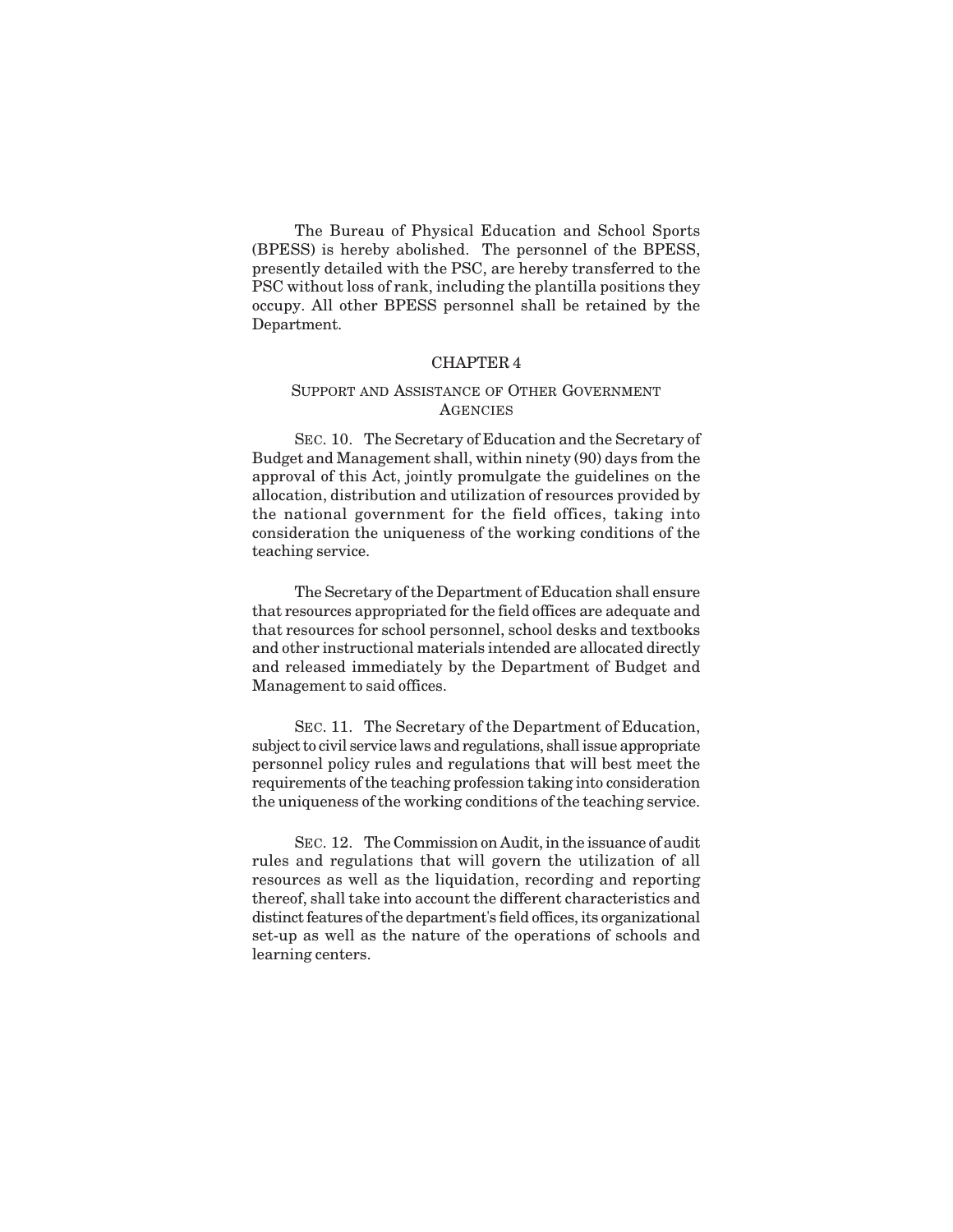The Bureau of Physical Education and School Sports (BPESS) is hereby abolished. The personnel of the BPESS, presently detailed with the PSC, are hereby transferred to the PSC without loss of rank, including the plantilla positions they occupy. All other BPESS personnel shall be retained by the Department.

## CHAPTER 4

### SUPPORT AND ASSISTANCE OF OTHER GOVERNMENT AGENCIES

SEC. 10. The Secretary of Education and the Secretary of Budget and Management shall, within ninety (90) days from the approval of this Act, jointly promulgate the guidelines on the allocation, distribution and utilization of resources provided by the national government for the field offices, taking into consideration the uniqueness of the working conditions of the teaching service.

The Secretary of the Department of Education shall ensure that resources appropriated for the field offices are adequate and that resources for school personnel, school desks and textbooks and other instructional materials intended are allocated directly and released immediately by the Department of Budget and Management to said offices.

SEC. 11. The Secretary of the Department of Education, subject to civil service laws and regulations, shall issue appropriate personnel policy rules and regulations that will best meet the requirements of the teaching profession taking into consideration the uniqueness of the working conditions of the teaching service.

SEC. 12. The Commission on Audit, in the issuance of audit rules and regulations that will govern the utilization of all resources as well as the liquidation, recording and reporting thereof, shall take into account the different characteristics and distinct features of the department's field offices, its organizational set-up as well as the nature of the operations of schools and learning centers.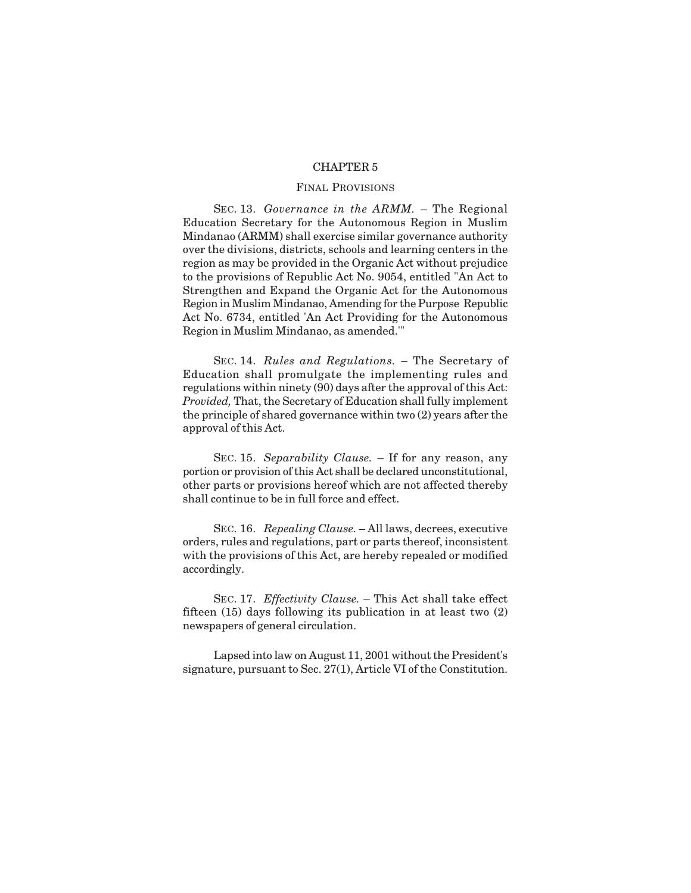## CHAPTER 5

### FINAL PROVISIONS

SEC. 13. *Governance in the ARMM.* – The Regional Education Secretary for the Autonomous Region in Muslim Mindanao (ARMM) shall exercise similar governance authority over the divisions, districts, schools and learning centers in the region as may be provided in the Organic Act without prejudice to the provisions of Republic Act No. 9054, entitled "An Act to Strengthen and Expand the Organic Act for the Autonomous Region in Muslim Mindanao, Amending for the Purpose Republic Act No. 6734, entitled 'An Act Providing for the Autonomous Region in Muslim Mindanao, as amended.'"

SEC. 14. *Rules and Regulations.* – The Secretary of Education shall promulgate the implementing rules and regulations within ninety (90) days after the approval of this Act: *Provided,* That, the Secretary of Education shall fully implement the principle of shared governance within two (2) years after the approval of this Act.

SEC. 15. *Separability Clause.* – If for any reason, any portion or provision of this Act shall be declared unconstitutional, other parts or provisions hereof which are not affected thereby shall continue to be in full force and effect.

SEC. 16. *Repealing Clause.* – All laws, decrees, executive orders, rules and regulations, part or parts thereof, inconsistent with the provisions of this Act, are hereby repealed or modified accordingly.

SEC. 17. *Effectivity Clause.* – This Act shall take effect fifteen (15) days following its publication in at least two (2) newspapers of general circulation.

Lapsed into law on August 11, 2001 without the President's signature, pursuant to Sec. 27(1), Article VI of the Constitution.